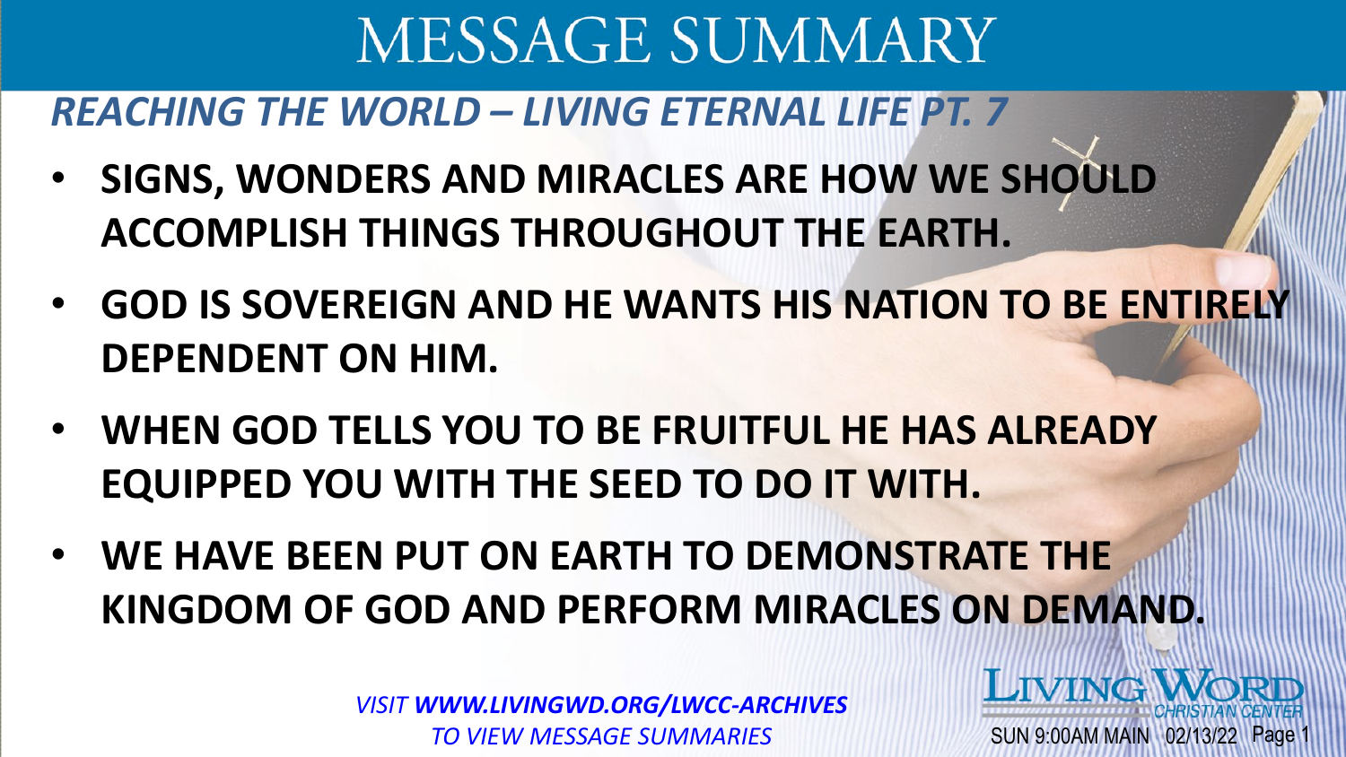# MESSAGE SUMMARY

## *REACHING THE WORLD – LIVING ETERNAL LIFE PT. 7*

- **SIGNS, WONDERS AND MIRACLES ARE HOW WE SHOULD ACCOMPLISH THINGS THROUGHOUT THE EARTH.**
- **GOD IS SOVEREIGN AND HE WANTS HIS NATION TO BE ENTIRELY DEPENDENT ON HIM.**
- **WHEN GOD TELLS YOU TO BE FRUITFUL HE HAS ALREADY EQUIPPED YOU WITH THE SEED TO DO IT WITH.**
- **WE HAVE BEEN PUT ON EARTH TO DEMONSTRATE THE KINGDOM OF GOD AND PERFORM MIRACLES ON DEMAND.**

*VISIT **WWW.LIVINGWD.ORG/LWCC-ARCHIVES** TO VIEW MESSAGE SUMMARIES*

LIVING WORD CHRISTIAN CENTER

SUN 9:00AM MAIN 02/13/22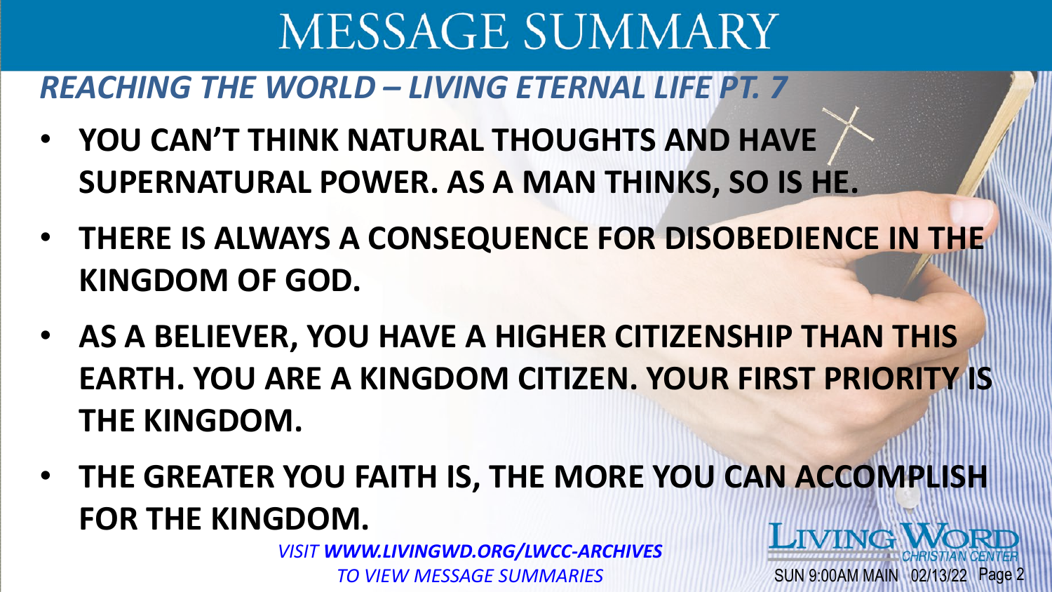# MESSAGE SUMMARY

## *REACHING THE WORLD – LIVING ETERNAL LIFE PT. 7*

- **YOU CAN'T THINK NATURAL THOUGHTS AND HAVE SUPERNATURAL POWER. AS A MAN THINKS, SO IS HE.**
- **THERE IS ALWAYS A CONSEQUENCE FOR DISOBEDIENCE IN THE KINGDOM OF GOD.**
- **AS A BELIEVER, YOU HAVE A HIGHER CITIZENSHIP THAN THIS EARTH. YOU ARE A KINGDOM CITIZEN. YOUR FIRST PRIORITY IS THE KINGDOM.**
- **THE GREATER YOU FAITH IS, THE MORE YOU CAN ACCOMPLISH FOR THE KINGDOM.**

*VISIT **WWW.LIVINGWD.ORG/LWCC-ARCHIVES** TO VIEW MESSAGE SUMMARIES*

LIVING WORD CHRISTIAN CENTER

SUN 9:00AM MAIN 02/13/22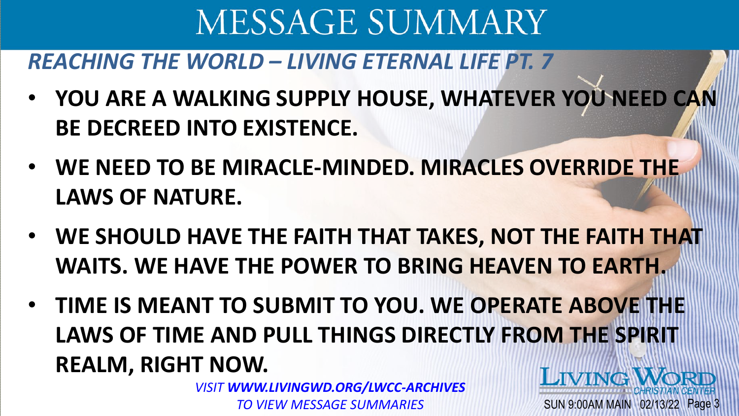# MESSAGE SUMMARY

## *REACHING THE WORLD – LIVING ETERNAL LIFE PT. 7*

- **YOU ARE A WALKING SUPPLY HOUSE, WHATEVER YOU NEED CAN BE DECREED INTO EXISTENCE.**
- **WE NEED TO BE MIRACLE-MINDED. MIRACLES OVERRIDE THE LAWS OF NATURE.**
- **WE SHOULD HAVE THE FAITH THAT TAKES, NOT THE FAITH THAT WAITS. WE HAVE THE POWER TO BRING HEAVEN TO EARTH.**
- **TIME IS MEANT TO SUBMIT TO YOU. WE OPERATE ABOVE THE LAWS OF TIME AND PULL THINGS DIRECTLY FROM THE SPIRIT REALM, RIGHT NOW.**

*VISIT **WWW.LIVINGWD.ORG/LWCC-ARCHIVES** TO VIEW MESSAGE SUMMARIES*

LIVING WORD CHRISTIAN CENTER

SUN 9:00AM MAIN 02/13/22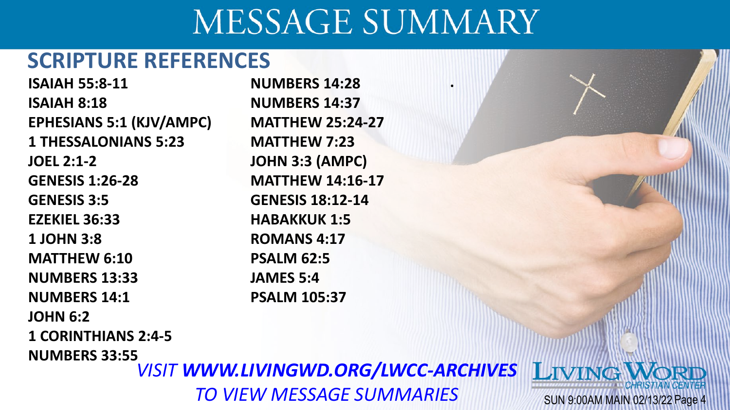# MESSAGE SUMMARY

## SCRIPTURE REFERENCES

**ISAIAH 55:8-11**
**ISAIAH 8:18**
**EPHESIANS 5:1 (KJV/AMPC)**
**1 THESSALONIANS 5:23**
**JOEL 2:1-2**
**GENESIS 1:26-28**
**GENESIS 3:5**
**EZEKIEL 36:33**
**1 JOHN 3:8**
**MATTHEW 6:10**
**NUMBERS 13:33**
**NUMBERS 14:1**
**JOHN 6:2**
**1 CORINTHIANS 2:4-5**
**NUMBERS 33:55**
**NUMBERS 14:28**
**NUMBERS 14:37**
**MATTHEW 25:24-27**
**MATTHEW 7:23**
**JOHN 3:3 (AMPC)**
**MATTHEW 14:16-17**
**GENESIS 18:12-14**
**HABAKKUK 1:5**
**ROMANS 4:17**
**PSALM 62:5**
**JAMES 5:4**
**PSALM 105:37**

*VISIT **WWW.LIVINGWD.ORG/LWCC-ARCHIVES** TO VIEW MESSAGE SUMMARIES*

LIVING WORD CHRISTIAN CENTER

SUN 9:00AM MAIN 02/13/22